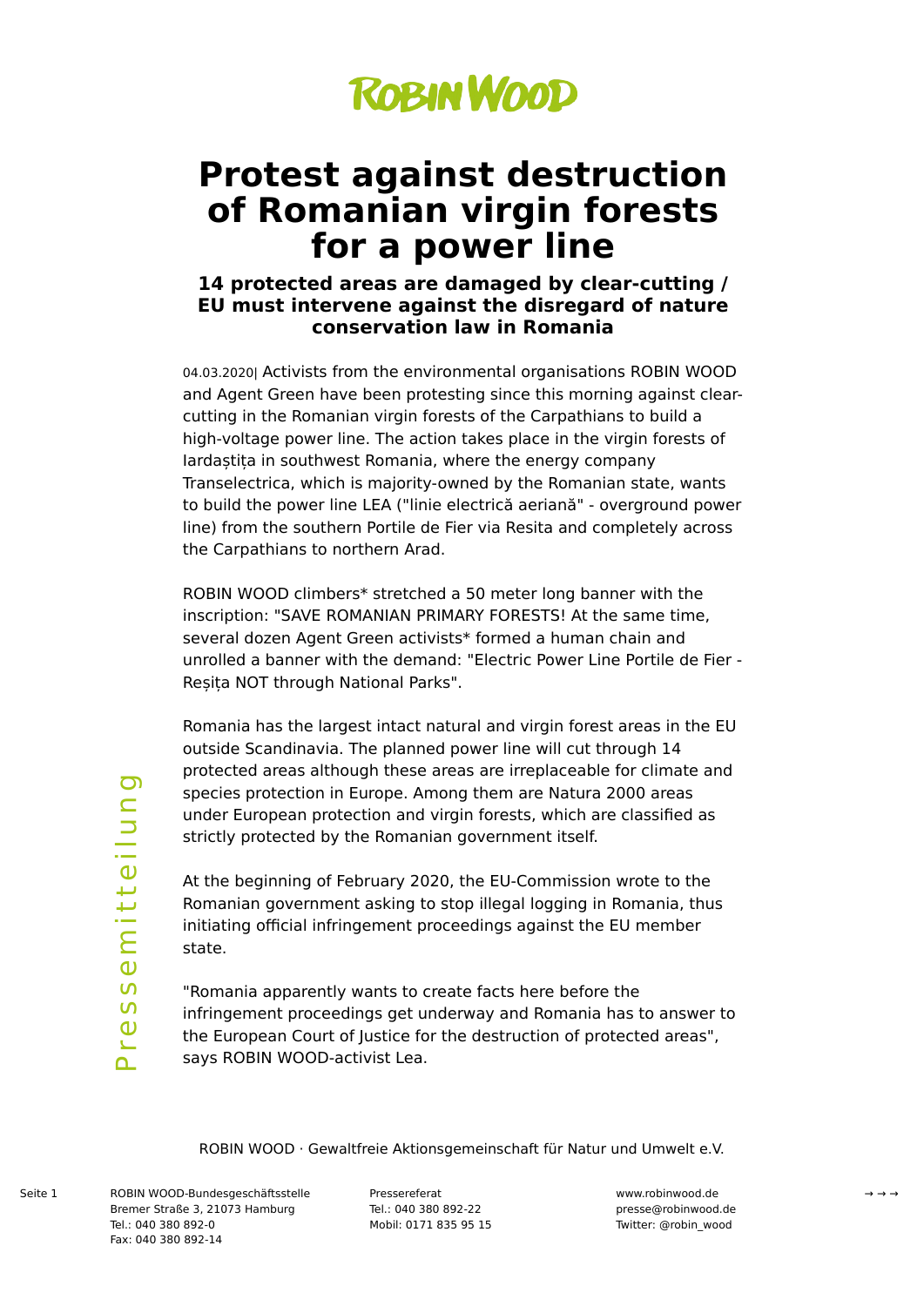ROBIN WOOD

# Protest against destruction of Romanian virgin forests for a power line

### 14 protected areas are damaged by clear-cutting / EU must intervene against the disregard of nature conservation law in Romania

04.03.2020| Activists from the environmental organisations ROBIN WOOD and Agent Green have been protesting since this morning against clear-cutting in the Romanian virgin forests of the Carpathians to build a high-voltage power line. The action takes place in the virgin forests of Iardaștița in southwest Romania, where the energy company Transelectrica, which is majority-owned by the Romanian state, wants to build the power line LEA ("linie electrică aeriană" - overground power line) from the southern Portile de Fier via Resita and completely across the Carpathians to northern Arad.

ROBIN WOOD climbers* stretched a 50 meter long banner with the inscription: "SAVE ROMANIAN PRIMARY FORESTS! At the same time, several dozen Agent Green activists* formed a human chain and unrolled a banner with the demand: "Electric Power Line Portile de Fier - Reșița NOT through National Parks".

Romania has the largest intact natural and virgin forest areas in the EU outside Scandinavia. The planned power line will cut through 14 protected areas although these areas are irreplaceable for climate and species protection in Europe. Among them are Natura 2000 areas under European protection and virgin forests, which are classified as strictly protected by the Romanian government itself.

At the beginning of February 2020, the EU-Commission wrote to the Romanian government asking to stop illegal logging in Romania, thus initiating official infringement proceedings against the EU member state.

"Romania apparently wants to create facts here before the infringement proceedings get underway and Romania has to answer to the European Court of Justice for the destruction of protected areas", says ROBIN WOOD-activist Lea.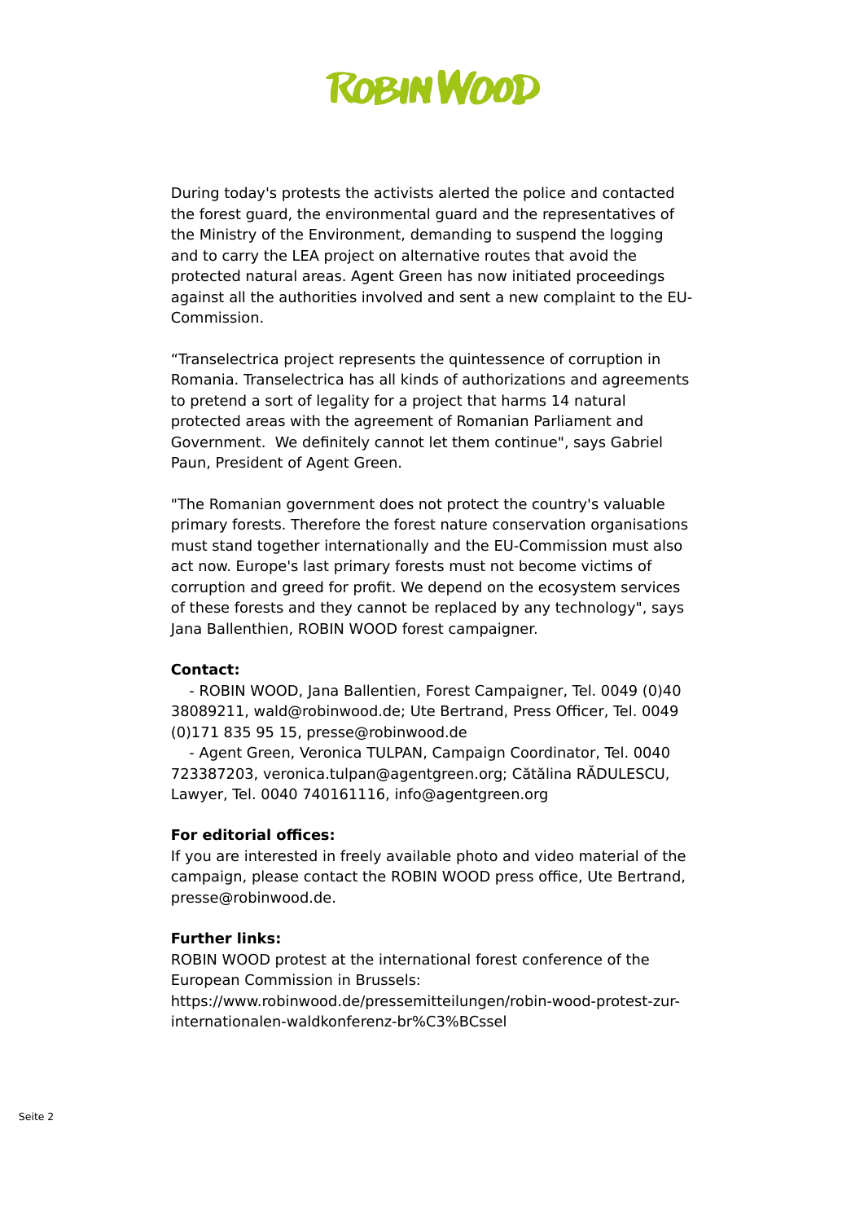During today's protests the activists alerted the police and contacted the forest guard, the environmental guard and the representatives of the Ministry of the Environment, demanding to suspend the logging and to carry the LEA project on alternative routes that avoid the protected natural areas. Agent Green has now initiated proceedings against all the authorities involved and sent a new complaint to the EU-Commission.

“Transelectrica project represents the quintessence of corruption in Romania. Transelectrica has all kinds of authorizations and agreements to pretend a sort of legality for a project that harms 14 natural protected areas with the agreement of Romanian Parliament and Government.  We definitely cannot let them continue", says Gabriel Paun, President of Agent Green.

"The Romanian government does not protect the country's valuable primary forests. Therefore the forest nature conservation organisations must stand together internationally and the EU-Commission must also act now. Europe's last primary forests must not become victims of corruption and greed for profit. We depend on the ecosystem services of these forests and they cannot be replaced by any technology", says Jana Ballenthien, ROBIN WOOD forest campaigner.

**Contact:**

- ROBIN WOOD, Jana Ballentien, Forest Campaigner, Tel. 0049 (0)40 38089211, wald@robinwood.de; Ute Bertrand, Press Officer, Tel. 0049 (0)171 835 95 15, presse@robinwood.de
- Agent Green, Veronica TULPAN, Campaign Coordinator, Tel. 0040 723387203, veronica.tulpan@agentgreen.org; Cătălina RĂDULESCU, Lawyer, Tel. 0040 740161116, info@agentgreen.org

**For editorial offices:**

If you are interested in freely available photo and video material of the campaign, please contact the ROBIN WOOD press office, Ute Bertrand, presse@robinwood.de.

**Further links:**

ROBIN WOOD protest at the international forest conference of the European Commission in Brussels:
https://www.robinwood.de/pressemitteilungen/robin-wood-protest-zur-internationalen-waldkonferenz-br%C3%BCssel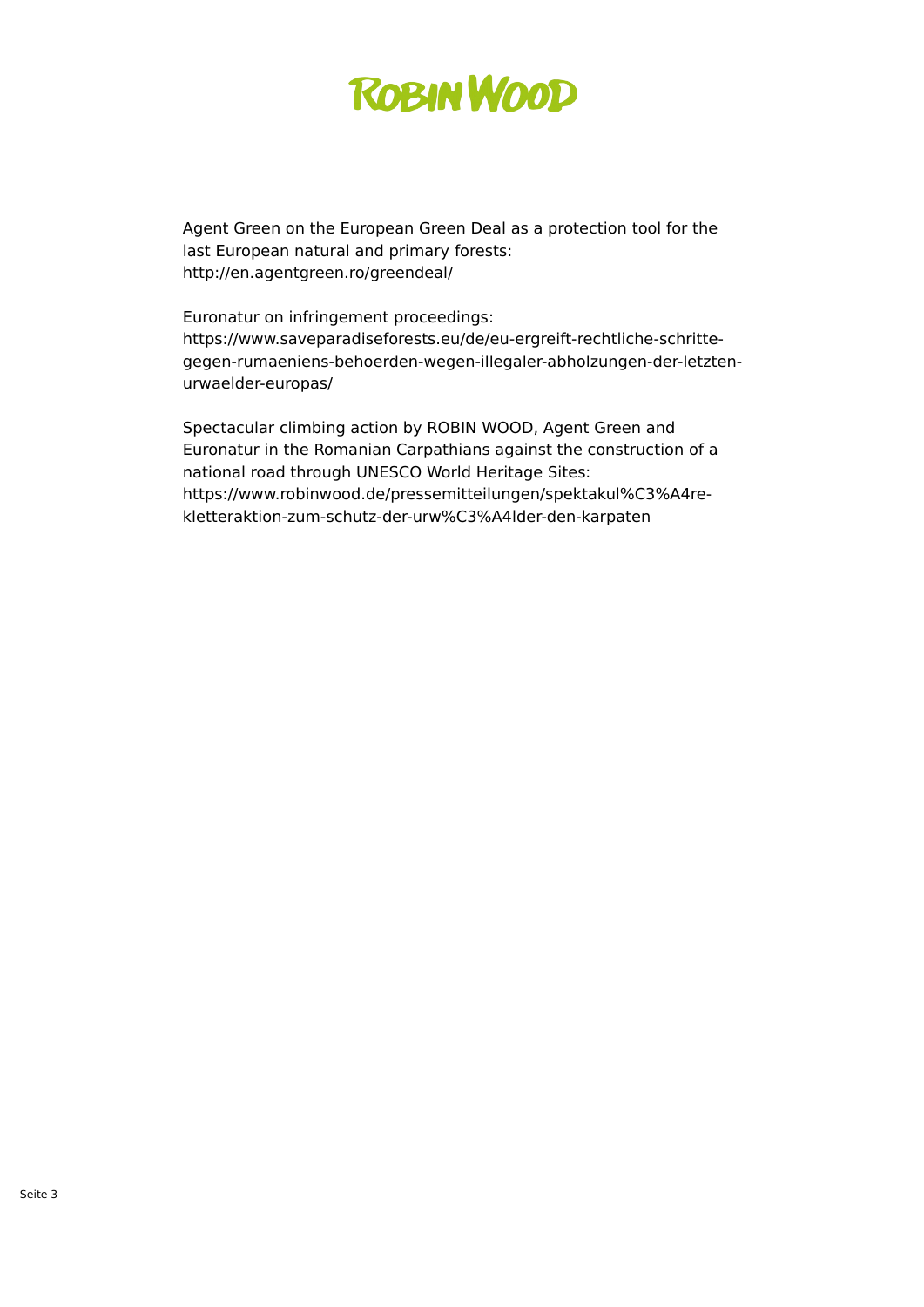Agent Green on the European Green Deal as a protection tool for the last European natural and primary forests:
http://en.agentgreen.ro/greendeal/

Euronatur on infringement proceedings:
https://www.saveparadiseforests.eu/de/eu-ergreift-rechtliche-schritte-gegen-rumaeniens-behoerden-wegen-illegaler-abholzungen-der-letzten-urwaelder-europas/

Spectacular climbing action by ROBIN WOOD, Agent Green and Euronatur in the Romanian Carpathians against the construction of a national road through UNESCO World Heritage Sites:
https://www.robinwood.de/pressemitteilungen/spektakul%C3%A4re-kletteraktion-zum-schutz-der-urw%C3%A4lder-den-karpaten